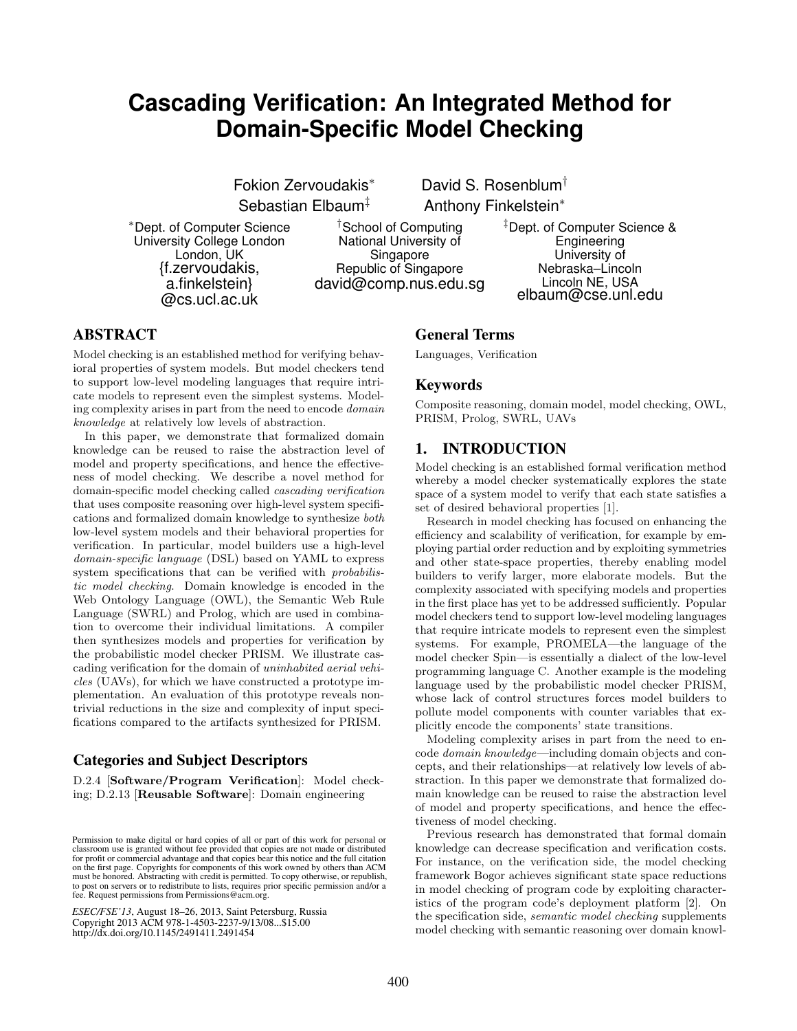# Cascading Verification: An Integrated Method for Domain-Specific Model Checking

Fokion Zervoudakis* David S. Rosenblum† Sebastian Elbaum‡ Anthony Finkelstein*

*Dept. of Computer Science, University College London, London, UK, {f.zervoudakis, a.finkelstein}@cs.ucl.ac.uk

†School of Computing, National University of Singapore, Republic of Singapore, david@comp.nus.edu.sg

‡Dept. of Computer Science & Engineering, University of Nebraska–Lincoln, Lincoln NE, USA, elbaum@cse.unl.edu

## ABSTRACT

Model checking is an established method for verifying behavioral properties of system models. But model checkers tend to support low-level modeling languages that require intricate models to represent even the simplest systems. Modeling complexity arises in part from the need to encode *domain knowledge* at relatively low levels of abstraction.

In this paper, we demonstrate that formalized domain knowledge can be reused to raise the abstraction level of model and property specifications, and hence the effectiveness of model checking. We describe a novel method for domain-specific model checking called *cascading verification* that uses composite reasoning over high-level system specifications and formalized domain knowledge to synthesize *both* low-level system models and their behavioral properties for verification. In particular, model builders use a high-level *domain-specific language* (DSL) based on YAML to express system specifications that can be verified with *probabilistic model checking*. Domain knowledge is encoded in the Web Ontology Language (OWL), the Semantic Web Rule Language (SWRL) and Prolog, which are used in combination to overcome their individual limitations. A compiler then synthesizes models and properties for verification by the probabilistic model checker PRISM. We illustrate cascading verification for the domain of *uninhabited aerial vehicles* (UAVs), for which we have constructed a prototype implementation. An evaluation of this prototype reveals nontrivial reductions in the size and complexity of input specifications compared to the artifacts synthesized for PRISM.

### Categories and Subject Descriptors

D.2.4 [**Software/Program Verification**]: Model checking; D.2.13 [**Reusable Software**]: Domain engineering

### General Terms

Languages, Verification

### Keywords

Composite reasoning, domain model, model checking, OWL, PRISM, Prolog, SWRL, UAVs

## 1. INTRODUCTION

Model checking is an established formal verification method whereby a model checker systematically explores the state space of a system model to verify that each state satisfies a set of desired behavioral properties [1].

Research in model checking has focused on enhancing the efficiency and scalability of verification, for example by employing partial order reduction and by exploiting symmetries and other state-space properties, thereby enabling model builders to verify larger, more elaborate models. But the complexity associated with specifying models and properties in the first place has yet to be addressed sufficiently. Popular model checkers tend to support low-level modeling languages that require intricate models to represent even the simplest systems. For example, PROMELA—the language of the model checker Spin—is essentially a dialect of the low-level programming language C. Another example is the modeling language used by the probabilistic model checker PRISM, whose lack of control structures forces model builders to pollute model components with counter variables that explicitly encode the components' state transitions.

Modeling complexity arises in part from the need to encode *domain knowledge*—including domain objects and concepts, and their relationships—at relatively low levels of abstraction. In this paper we demonstrate that formalized domain knowledge can be reused to raise the abstraction level of model and property specifications, and hence the effectiveness of model checking.

Previous research has demonstrated that formal domain knowledge can decrease specification and verification costs. For instance, on the verification side, the model checking framework Bogor achieves significant state space reductions in model checking of program code by exploiting characteristics of the program code's deployment platform [2]. On the specification side, *semantic model checking* supplements model checking with semantic reasoning over domain knowl-

Permission to make digital or hard copies of all or part of this work for personal or classroom use is granted without fee provided that copies are not made or distributed for profit or commercial advantage and that copies bear this notice and the full citation on the first page. Copyrights for components of this work owned by others than ACM must be honored. Abstracting with credit is permitted. To copy otherwise, or republish, to post on servers or to redistribute to lists, requires prior specific permission and/or a fee. Request permissions from Permissions@acm.org.

*ESEC/FSE'13*, August 18–26, 2013, Saint Petersburg, Russia
Copyright 2013 ACM 978-1-4503-2237-9/13/08...$15.00
http://dx.doi.org/10.1145/2491411.2491454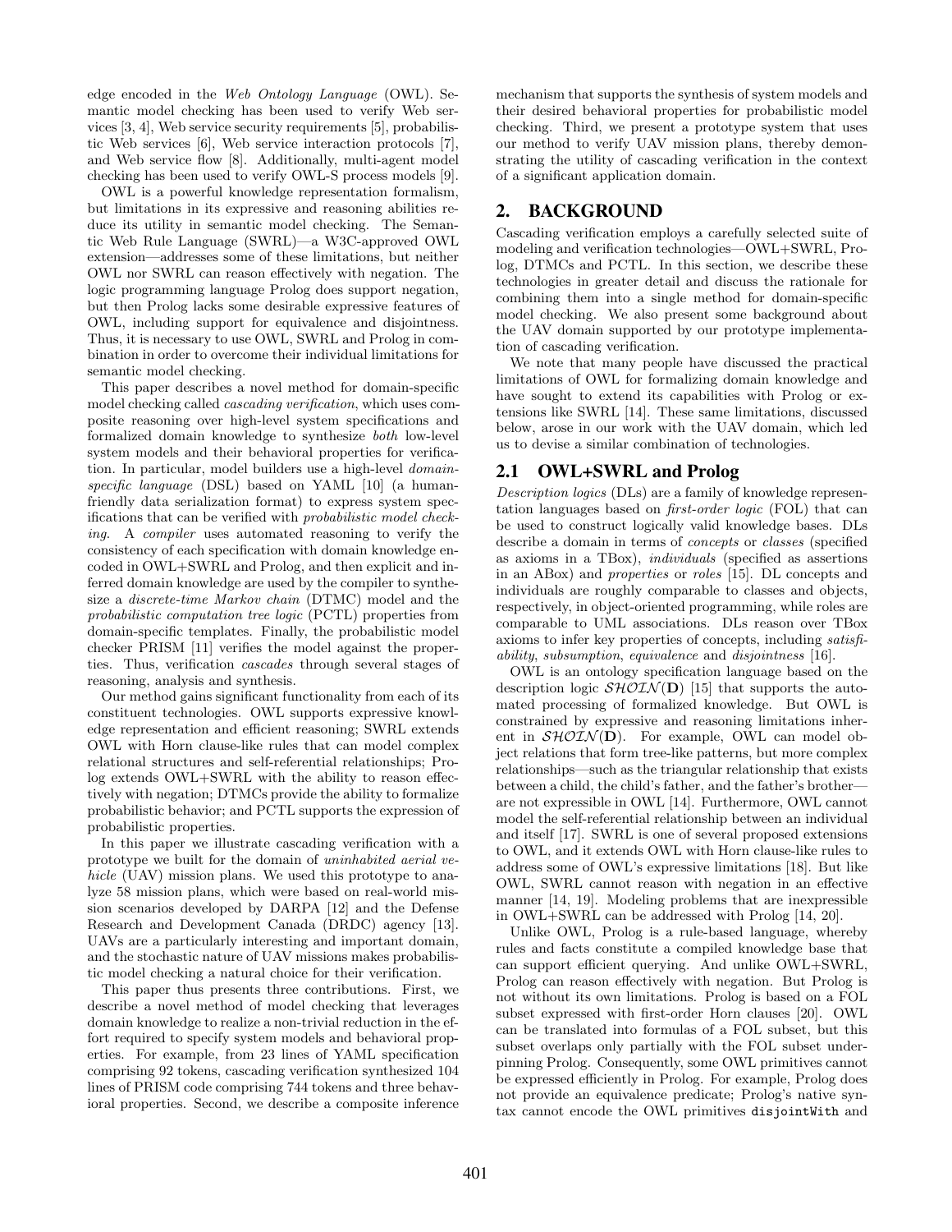edge encoded in the *Web Ontology Language* (OWL). Semantic model checking has been used to verify Web services [3, 4], Web service security requirements [5], probabilistic Web services [6], Web service interaction protocols [7], and Web service flow [8]. Additionally, multi-agent model checking has been used to verify OWL-S process models [9].

OWL is a powerful knowledge representation formalism, but limitations in its expressive and reasoning abilities reduce its utility in semantic model checking. The Semantic Web Rule Language (SWRL)—a W3C-approved OWL extension—addresses some of these limitations, but neither OWL nor SWRL can reason effectively with negation. The logic programming language Prolog does support negation, but then Prolog lacks some desirable expressive features of OWL, including support for equivalence and disjointness. Thus, it is necessary to use OWL, SWRL and Prolog in combination in order to overcome their individual limitations for semantic model checking.

This paper describes a novel method for domain-specific model checking called *cascading verification*, which uses composite reasoning over high-level system specifications and formalized domain knowledge to synthesize *both* low-level system models and their behavioral properties for verification. In particular, model builders use a high-level *domain-specific language* (DSL) based on YAML [10] (a human-friendly data serialization format) to express system specifications that can be verified with *probabilistic model checking*. A *compiler* uses automated reasoning to verify the consistency of each specification with domain knowledge encoded in OWL+SWRL and Prolog, and then explicit and inferred domain knowledge are used by the compiler to synthesize a *discrete-time Markov chain* (DTMC) model and the *probabilistic computation tree logic* (PCTL) properties from domain-specific templates. Finally, the probabilistic model checker PRISM [11] verifies the model against the properties. Thus, verification *cascades* through several stages of reasoning, analysis and synthesis.

Our method gains significant functionality from each of its constituent technologies. OWL supports expressive knowledge representation and efficient reasoning; SWRL extends OWL with Horn clause-like rules that can model complex relational structures and self-referential relationships; Prolog extends OWL+SWRL with the ability to reason effectively with negation; DTMCs provide the ability to formalize probabilistic behavior; and PCTL supports the expression of probabilistic properties.

In this paper we illustrate cascading verification with a prototype we built for the domain of *uninhabited aerial vehicle* (UAV) mission plans. We used this prototype to analyze 58 mission plans, which were based on real-world mission scenarios developed by DARPA [12] and the Defense Research and Development Canada (DRDC) agency [13]. UAVs are a particularly interesting and important domain, and the stochastic nature of UAV missions makes probabilistic model checking a natural choice for their verification.

This paper thus presents three contributions. First, we describe a novel method of model checking that leverages domain knowledge to realize a non-trivial reduction in the effort required to specify system models and behavioral properties. For example, from 23 lines of YAML specification comprising 92 tokens, cascading verification synthesized 104 lines of PRISM code comprising 744 tokens and three behavioral properties. Second, we describe a composite inference mechanism that supports the synthesis of system models and their desired behavioral properties for probabilistic model checking. Third, we present a prototype system that uses our method to verify UAV mission plans, thereby demonstrating the utility of cascading verification in the context of a significant application domain.

## 2. BACKGROUND

Cascading verification employs a carefully selected suite of modeling and verification technologies—OWL+SWRL, Prolog, DTMCs and PCTL. In this section, we describe these technologies in greater detail and discuss the rationale for combining them into a single method for domain-specific model checking. We also present some background about the UAV domain supported by our prototype implementation of cascading verification.

We note that many people have discussed the practical limitations of OWL for formalizing domain knowledge and have sought to extend its capabilities with Prolog or extensions like SWRL [14]. These same limitations, discussed below, arose in our work with the UAV domain, which led us to devise a similar combination of technologies.

### 2.1 OWL+SWRL and Prolog

*Description logics* (DLs) are a family of knowledge representation languages based on *first-order logic* (FOL) that can be used to construct logically valid knowledge bases. DLs describe a domain in terms of *concepts* or *classes* (specified as axioms in a TBox), *individuals* (specified as assertions in an ABox) and *properties* or *roles* [15]. DL concepts and individuals are roughly comparable to classes and objects, respectively, in object-oriented programming, while roles are comparable to UML associations. DLs reason over TBox axioms to infer key properties of concepts, including *satisfiability*, *subsumption*, *equivalence* and *disjointness* [16].

OWL is an ontology specification language based on the description logic $\mathcal{SHOIN}(\mathbf{D})$ [15] that supports the automated processing of formalized knowledge. But OWL is constrained by expressive and reasoning limitations inherent in $\mathcal{SHOIN}(\mathbf{D})$. For example, OWL can model object relations that form tree-like patterns, but more complex relationships—such as the triangular relationship that exists between a child, the child's father, and the father's brother—are not expressible in OWL [14]. Furthermore, OWL cannot model the self-referential relationship between an individual and itself [17]. SWRL is one of several proposed extensions to OWL, and it extends OWL with Horn clause-like rules to address some of OWL's expressive limitations [18]. But like OWL, SWRL cannot reason with negation in an effective manner [14, 19]. Modeling problems that are inexpressible in OWL+SWRL can be addressed with Prolog [14, 20].

Unlike OWL, Prolog is a rule-based language, whereby rules and facts constitute a compiled knowledge base that can support efficient querying. And unlike OWL+SWRL, Prolog can reason effectively with negation. But Prolog is not without its own limitations. Prolog is based on a FOL subset expressed with first-order Horn clauses [20]. OWL can be translated into formulas of a FOL subset, but this subset overlaps only partially with the FOL subset underpinning Prolog. Consequently, some OWL primitives cannot be expressed efficiently in Prolog. For example, Prolog does not provide an equivalence predicate; Prolog's native syntax cannot encode the OWL primitives `disjointWith` and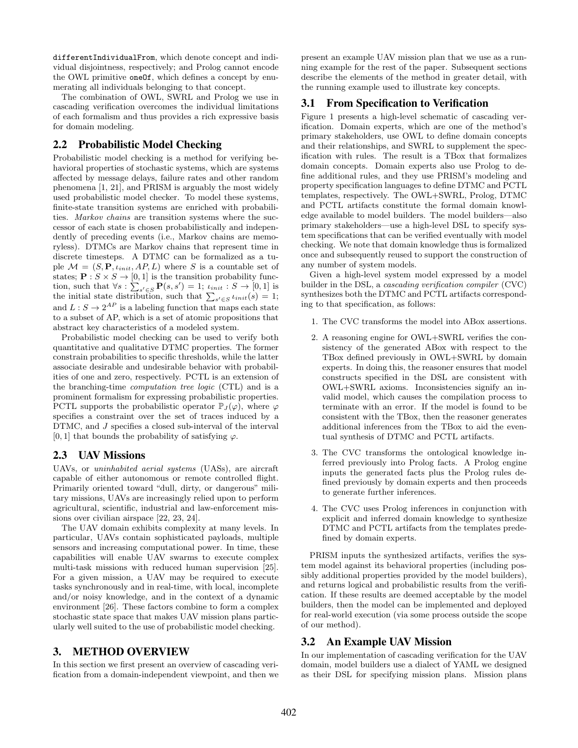differentIndividualFrom, which denote concept and individual disjointness, respectively; and Prolog cannot encode the OWL primitive oneOf, which defines a concept by enumerating all individuals belonging to that concept.

The combination of OWL, SWRL and Prolog we use in cascading verification overcomes the individual limitations of each formalism and thus provides a rich expressive basis for domain modeling.

## 2.2 Probabilistic Model Checking

Probabilistic model checking is a method for verifying behavioral properties of stochastic systems, which are systems affected by message delays, failure rates and other random phenomena [1, 21], and PRISM is arguably the most widely used probabilistic model checker. To model these systems, finite-state transition systems are enriched with probabilities. *Markov chains* are transition systems where the successor of each state is chosen probabilistically and independently of preceding events (i.e., Markov chains are memoryless). DTMCs are Markov chains that represent time in discrete timesteps. A DTMC can be formalized as a tuple $\mathcal{M} = (S, \mathbf{P}, \iota_{init}, AP, L)$ where $S$ is a countable set of states; $\mathbf{P} : S \times S \rightarrow [0, 1]$ is the transition probability function, such that $\forall s : \sum_{s' \in S} \mathbf{P}(s, s') = 1$; $\iota_{init} : S \rightarrow [0, 1]$ is the initial state distribution, such that $\sum_{s' \in S} \iota_{init}(s) = 1$; and $L : S \rightarrow 2^{AP}$ is a labeling function that maps each state to a subset of AP, which is a set of atomic propositions that abstract key characteristics of a modeled system.

Probabilistic model checking can be used to verify both quantitative and qualitative DTMC properties. The former constrain probabilities to specific thresholds, while the latter associate desirable and undesirable behavior with probabilities of one and zero, respectively. PCTL is an extension of the branching-time *computation tree logic* (CTL) and is a prominent formalism for expressing probabilistic properties. PCTL supports the probabilistic operator $\mathbb{P}_J(\varphi)$, where $\varphi$ specifies a constraint over the set of traces induced by a DTMC, and $J$ specifies a closed sub-interval of the interval $[0, 1]$ that bounds the probability of satisfying $\varphi$.

## 2.3 UAV Missions

UAVs, or *uninhabited aerial systems* (UASs), are aircraft capable of either autonomous or remote controlled flight. Primarily oriented toward "dull, dirty, or dangerous" military missions, UAVs are increasingly relied upon to perform agricultural, scientific, industrial and law-enforcement missions over civilian airspace [22, 23, 24].

The UAV domain exhibits complexity at many levels. In particular, UAVs contain sophisticated payloads, multiple sensors and increasing computational power. In time, these capabilities will enable UAV swarms to execute complex multi-task missions with reduced human supervision [25]. For a given mission, a UAV may be required to execute tasks synchronously and in real-time, with local, incomplete and/or noisy knowledge, and in the context of a dynamic environment [26]. These factors combine to form a complex stochastic state space that makes UAV mission plans particularly well suited to the use of probabilistic model checking.

# 3. METHOD OVERVIEW

In this section we first present an overview of cascading verification from a domain-independent viewpoint, and then we present an example UAV mission plan that we use as a running example for the rest of the paper. Subsequent sections describe the elements of the method in greater detail, with the running example used to illustrate key concepts.

## 3.1 From Specification to Verification

Figure 1 presents a high-level schematic of cascading verification. Domain experts, which are one of the method's primary stakeholders, use OWL to define domain concepts and their relationships, and SWRL to supplement the specification with rules. The result is a TBox that formalizes domain concepts. Domain experts also use Prolog to define additional rules, and they use PRISM's modeling and property specification languages to define DTMC and PCTL templates, respectively. The OWL+SWRL, Prolog, DTMC and PCTL artifacts constitute the formal domain knowledge available to model builders. The model builders—also primary stakeholders—use a high-level DSL to specify system specifications that can be verified eventually with model checking. We note that domain knowledge thus is formalized once and subsequently reused to support the construction of any number of system models.

Given a high-level system model expressed by a model builder in the DSL, a *cascading verification compiler* (CVC) synthesizes both the DTMC and PCTL artifacts corresponding to that specification, as follows:

1. The CVC transforms the model into ABox assertions.
2. A reasoning engine for OWL+SWRL verifies the consistency of the generated ABox with respect to the TBox defined previously in OWL+SWRL by domain experts. In doing this, the reasoner ensures that model constructs specified in the DSL are consistent with OWL+SWRL axioms. Inconsistencies signify an invalid model, which causes the compilation process to terminate with an error. If the model is found to be consistent with the TBox, then the reasoner generates additional inferences from the TBox to aid the eventual synthesis of DTMC and PCTL artifacts.
3. The CVC transforms the ontological knowledge inferred previously into Prolog facts. A Prolog engine inputs the generated facts plus the Prolog rules defined previously by domain experts and then proceeds to generate further inferences.
4. The CVC uses Prolog inferences in conjunction with explicit and inferred domain knowledge to synthesize DTMC and PCTL artifacts from the templates predefined by domain experts.

PRISM inputs the synthesized artifacts, verifies the system model against its behavioral properties (including possibly additional properties provided by the model builders), and returns logical and probabilistic results from the verification. If these results are deemed acceptable by the model builders, then the model can be implemented and deployed for real-world execution (via some process outside the scope of our method).

## 3.2 An Example UAV Mission

In our implementation of cascading verification for the UAV domain, model builders use a dialect of YAML we designed as their DSL for specifying mission plans. Mission plans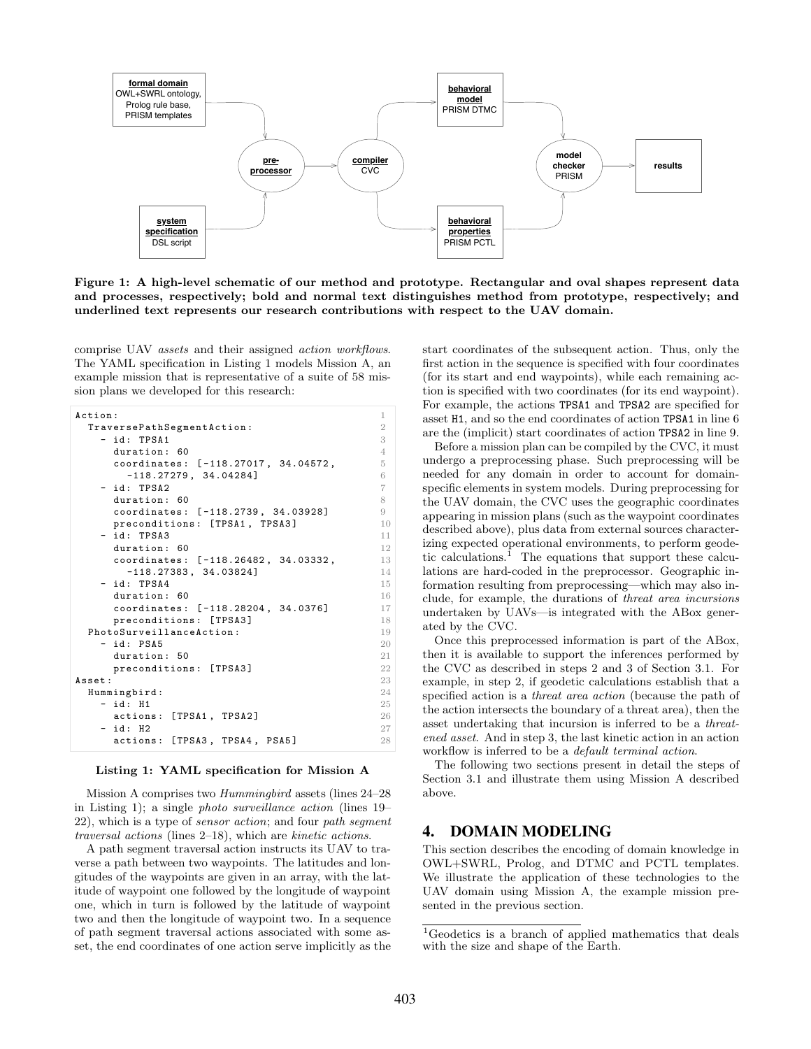Figure 1: A high-level schematic of our method and prototype. Rectangular and oval shapes represent data and processes, respectively; bold and normal text distinguishes method from prototype, respectively; and underlined text represents our research contributions with respect to the UAV domain.

comprise UAV *assets* and their assigned *action workflows*. The YAML specification in Listing 1 models Mission A, an example mission that is representative of a suite of 58 mission plans we developed for this research:

```
Action:                                                1
  TraversePathSegmentAction:                           2
    - id: TPSA1                                        3
      duration: 60                                     4
      coordinates: [-118.27017, 34.04572,              5
        -118.27279, 34.04284]                          6
    - id: TPSA2                                        7
      duration: 60                                     8
      coordinates: [-118.2739, 34.03928]               9
      preconditions: [TPSA1, TPSA3]                    10
    - id: TPSA3                                        11
      duration: 60                                     12
      coordinates: [-118.26482, 34.03332,              13
        -118.27383, 34.03824]                          14
    - id: TPSA4                                        15
      duration: 60                                     16
      coordinates: [-118.28204, 34.0376]               17
      preconditions: [TPSA3]                           18
  PhotoSurveillanceAction:                             19
    - id: PSA5                                         20
      duration: 50                                     21
      preconditions: [TPSA3]                           22
Asset:                                                 23
  Hummingbird:                                         24
    - id: H1                                           25
      actions: [TPSA1, TPSA2]                          26
    - id: H2                                           27
      actions: [TPSA3, TPSA4, PSA5]                    28
```

**Listing 1: YAML specification for Mission A**

Mission A comprises two *Hummingbird* assets (lines 24–28 in Listing 1); a single *photo surveillance action* (lines 19–22), which is a type of *sensor action*; and four *path segment traversal actions* (lines 2–18), which are *kinetic actions*.

A path segment traversal action instructs its UAV to traverse a path between two waypoints. The latitudes and longitudes of the waypoints are given in an array, with the latitude of waypoint one followed by the longitude of waypoint one, which in turn is followed by the latitude of waypoint two and then the longitude of waypoint two. In a sequence of path segment traversal actions associated with some asset, the end coordinates of one action serve implicitly as the start coordinates of the subsequent action. Thus, only the first action in the sequence is specified with four coordinates (for its start and end waypoints), while each remaining action is specified with two coordinates (for its end waypoint). For example, the actions `TPSA1` and `TPSA2` are specified for asset `H1`, and so the end coordinates of action `TPSA1` in line 6 are the (implicit) start coordinates of action `TPSA2` in line 9.

Before a mission plan can be compiled by the CVC, it must undergo a preprocessing phase. Such preprocessing will be needed for any domain in order to account for domain-specific elements in system models. During preprocessing for the UAV domain, the CVC uses the geographic coordinates appearing in mission plans (such as the waypoint coordinates described above), plus data from external sources characterizing expected operational environments, to perform geodetic calculations.[1] The equations that support these calculations are hard-coded in the preprocessor. Geographic information resulting from preprocessing—which may also include, for example, the durations of *threat area incursions* undertaken by UAVs—is integrated with the ABox generated by the CVC.

Once this preprocessed information is part of the ABox, then it is available to support the inferences performed by the CVC as described in steps 2 and 3 of Section 3.1. For example, in step 2, if geodetic calculations establish that a specified action is a *threat area action* (because the path of the action intersects the boundary of a threat area), then the asset undertaking that incursion is inferred to be a *threatened asset*. And in step 3, the last kinetic action in an action workflow is inferred to be a *default terminal action*.

The following two sections present in detail the steps of Section 3.1 and illustrate them using Mission A described above.

## 4. DOMAIN MODELING

This section describes the encoding of domain knowledge in OWL+SWRL, Prolog, and DTMC and PCTL templates. We illustrate the application of these technologies to the UAV domain using Mission A, the example mission presented in the previous section.

[1] Geodetics is a branch of applied mathematics that deals with the size and shape of the Earth.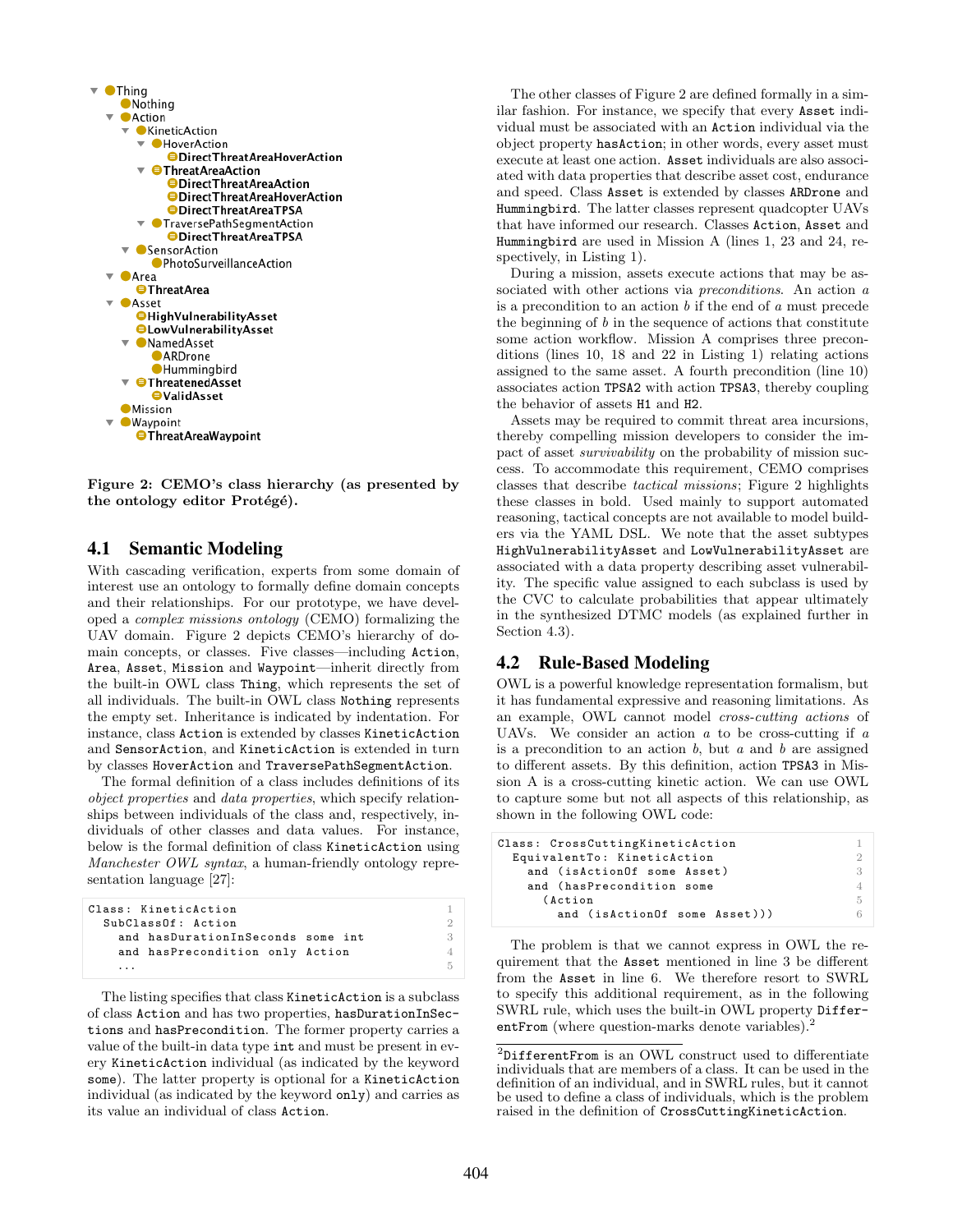```
▼ Thing
    Nothing
  ▼ Action
    ▼ KineticAction
      ▼ HoverAction
          DirectThreatAreaHoverAction
      ▼ ThreatAreaAction
          DirectThreatAreaAction
          DirectThreatAreaHoverAction
          DirectThreatAreaTPSA
      ▼ TraversePathSegmentAction
          DirectThreatAreaTPSA
    ▼ SensorAction
        PhotoSurveillanceAction
  ▼ Area
      ThreatArea
  ▼ Asset
      HighVulnerabilityAsset
      LowVulnerabilityAsset
    ▼ NamedAsset
        ARDrone
        Hummingbird
    ▼ ThreatenedAsset
        ValidAsset
    Mission
  ▼ Waypoint
      ThreatAreaWaypoint
```

**Figure 2: CEMO's class hierarchy (as presented by the ontology editor Protégé).**

### 4.1 Semantic Modeling

With cascading verification, experts from some domain of interest use an ontology to formally define domain concepts and their relationships. For our prototype, we have developed a *complex missions ontology* (CEMO) formalizing the UAV domain. Figure 2 depicts CEMO's hierarchy of domain concepts, or classes. Five classes—including `Action`, `Area`, `Asset`, `Mission` and `Waypoint`—inherit directly from the built-in OWL class `Thing`, which represents the set of all individuals. The built-in OWL class `Nothing` represents the empty set. Inheritance is indicated by indentation. For instance, class `Action` is extended by classes `KineticAction` and `SensorAction`, and `KineticAction` is extended in turn by classes `HoverAction` and `TraversePathSegmentAction`.

The formal definition of a class includes definitions of its *object properties* and *data properties*, which specify relationships between individuals of the class and, respectively, individuals of other classes and data values. For instance, below is the formal definition of class `KineticAction` using *Manchester OWL syntax*, a human-friendly ontology representation language [27]:

```
Class: KineticAction                          1
  SubClassOf: Action                          2
    and hasDurationInSeconds some int         3
    and hasPrecondition only Action           4
    ...                                       5
```

The listing specifies that class `KineticAction` is a subclass of class `Action` and has two properties, `hasDurationInSeconds` and `hasPrecondition`. The former property carries a value of the built-in data type `int` and must be present in every `KineticAction` individual (as indicated by the keyword `some`). The latter property is optional for a `KineticAction` individual (as indicated by the keyword `only`) and carries as its value an individual of class `Action`.

The other classes of Figure 2 are defined formally in a similar fashion. For instance, we specify that every `Asset` individual must be associated with an `Action` individual via the object property `hasAction`; in other words, every asset must execute at least one action. `Asset` individuals are also associated with data properties that describe asset cost, endurance and speed. Class `Asset` is extended by classes `ARDrone` and `Hummingbird`. The latter classes represent quadcopter UAVs that have informed our research. Classes `Action`, `Asset` and `Hummingbird` are used in Mission A (lines 1, 23 and 24, respectively, in Listing 1).

During a mission, assets execute actions that may be associated with other actions via *preconditions*. An action *a* is a precondition to an action *b* if the end of *a* must precede the beginning of *b* in the sequence of actions that constitute some action workflow. Mission A comprises three preconditions (lines 10, 18 and 22 in Listing 1) relating actions assigned to the same asset. A fourth precondition (line 10) associates action `TPSA2` with action `TPSA3`, thereby coupling the behavior of assets `H1` and `H2`.

Assets may be required to commit threat area incursions, thereby compelling mission developers to consider the impact of asset *survivability* on the probability of mission success. To accommodate this requirement, CEMO comprises classes that describe *tactical missions*; Figure 2 highlights these classes in bold. Used mainly to support automated reasoning, tactical concepts are not available to model builders via the YAML DSL. We note that the asset subtypes `HighVulnerabilityAsset` and `LowVulnerabilityAsset` are associated with a data property describing asset vulnerability. The specific value assigned to each subclass is used by the CVC to calculate probabilities that appear ultimately in the synthesized DTMC models (as explained further in Section 4.3).

### 4.2 Rule-Based Modeling

OWL is a powerful knowledge representation formalism, but it has fundamental expressive and reasoning limitations. As an example, OWL cannot model *cross-cutting actions* of UAVs. We consider an action *a* to be cross-cutting if *a* is a precondition to an action *b*, but *a* and *b* are assigned to different assets. By this definition, action `TPSA3` in Mission A is a cross-cutting kinetic action. We can use OWL to capture some but not all aspects of this relationship, as shown in the following OWL code:

```
Class: CrossCuttingKineticAction              1
  EquivalentTo: KineticAction                 2
    and (isActionOf some Asset)               3
    and (hasPrecondition some                 4
      (Action                                 5
        and (isActionOf some Asset)))         6
```

The problem is that we cannot express in OWL the requirement that the `Asset` mentioned in line 3 be different from the `Asset` in line 6. We therefore resort to SWRL to specify this additional requirement, as in the following SWRL rule, which uses the built-in OWL property `DifferentFrom` (where question-marks denote variables).[2]

[2]`DifferentFrom` is an OWL construct used to differentiate individuals that are members of a class. It can be used in the definition of an individual, and in SWRL rules, but it cannot be used to define a class of individuals, which is the problem raised in the definition of `CrossCuttingKineticAction`.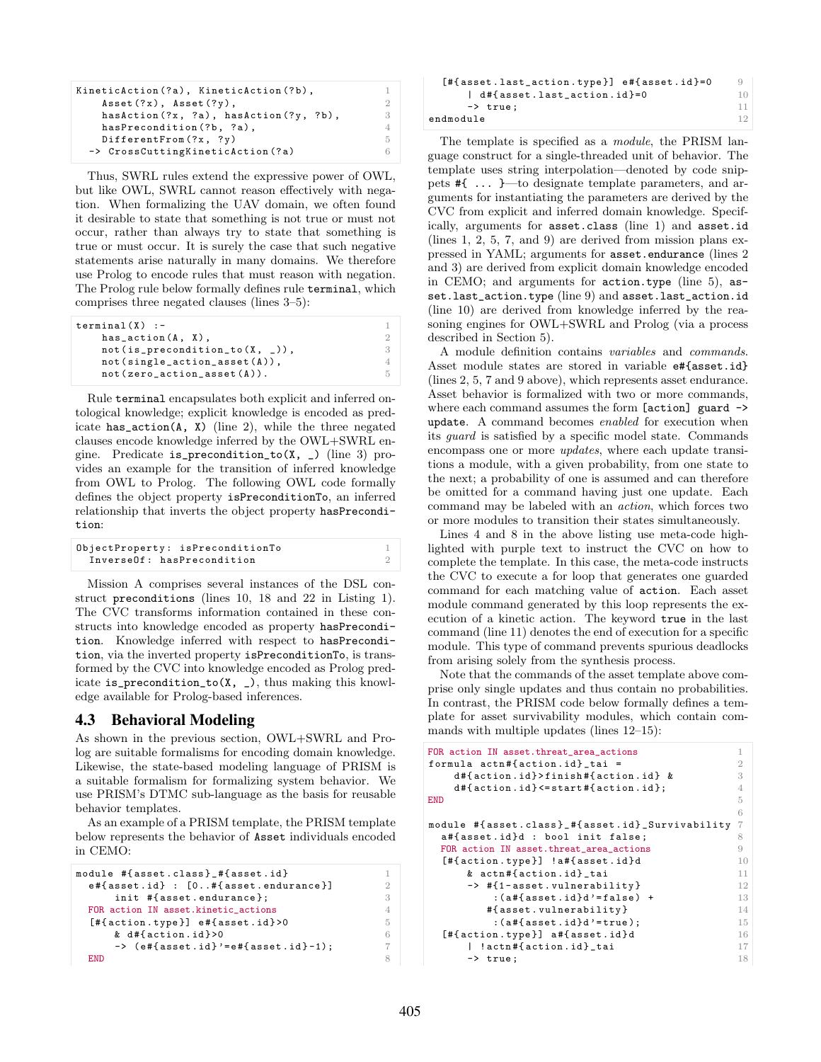```
KineticAction(?a), KineticAction(?b),
    Asset(?x), Asset(?y),
    hasAction(?x, ?a), hasAction(?y, ?b),
    hasPrecondition(?b, ?a),
    DifferentFrom(?x, ?y)
  -> CrossCuttingKineticAction(?a)
```

Thus, SWRL rules extend the expressive power of OWL, but like OWL, SWRL cannot reason effectively with negation. When formalizing the UAV domain, we often found it desirable to state that something is not true or must not occur, rather than always try to state that something is true or must occur. It is surely the case that such negative statements arise naturally in many domains. We therefore use Prolog to encode rules that must reason with negation. The Prolog rule below formally defines rule `terminal`, which comprises three negated clauses (lines 3–5):

```
terminal(X) :-
    has_action(A, X),
    not(is_precondition_to(X, _)),
    not(single_action_asset(A)),
    not(zero_action_asset(A)).
```

Rule `terminal` encapsulates both explicit and inferred ontological knowledge; explicit knowledge is encoded as predicate `has_action(A, X)` (line 2), while the three negated clauses encode knowledge inferred by the OWL+SWRL engine. Predicate `is_precondition_to(X, _)` (line 3) provides an example for the transition of inferred knowledge from OWL to Prolog. The following OWL code formally defines the object property `isPreconditionTo`, an inferred relationship that inverts the object property `hasPrecondition`:

```
ObjectProperty: isPreconditionTo
  InverseOf: hasPrecondition
```

Mission A comprises several instances of the DSL construct `preconditions` (lines 10, 18 and 22 in Listing 1). The CVC transforms information contained in these constructs into knowledge encoded as property `hasPrecondition`. Knowledge inferred with respect to `hasPrecondition`, via the inverted property `isPreconditionTo`, is transformed by the CVC into knowledge encoded as Prolog predicate `is_precondition_to(X, _)`, thus making this knowledge available for Prolog-based inferences.

### 4.3 Behavioral Modeling

As shown in the previous section, OWL+SWRL and Prolog are suitable formalisms for encoding domain knowledge. Likewise, the state-based modeling language of PRISM is a suitable formalism for formalizing system behavior. We use PRISM's DTMC sub-language as the basis for reusable behavior templates.

As an example of a PRISM template, the PRISM template below represents the behavior of `Asset` individuals encoded in CEMO:

```
module #{asset.class}_#{asset.id}
  e#{asset.id} : [0..#{asset.endurance}]
      init #{asset.endurance};
  FOR action IN asset.kinetic_actions
  [#{action.type}] e#{asset.id}>0
      & d#{action.id}>0
      -> (e#{asset.id}'=e#{asset.id}-1);
  END
  [#{asset.last_action.type}] e#{asset.id}=0
      | d#{asset.last_action.id}=0
      -> true;
endmodule
```

The template is specified as a *module*, the PRISM language construct for a single-threaded unit of behavior. The template uses string interpolation—denoted by code snippets `#{ ... }`—to designate template parameters, and arguments for instantiating the parameters are derived by the CVC from explicit and inferred domain knowledge. Specifically, arguments for `asset.class` (line 1) and `asset.id` (lines 1, 2, 5, 7, and 9) are derived from mission plans expressed in YAML; arguments for `asset.endurance` (lines 2 and 3) are derived from explicit domain knowledge encoded in CEMO; and arguments for `action.type` (line 5), `asset.last_action.type` (line 9) and `asset.last_action.id` (line 10) are derived from knowledge inferred by the reasoning engines for OWL+SWRL and Prolog (via a process described in Section 5).

A module definition contains *variables* and *commands*. Asset module states are stored in variable `e#{asset.id}` (lines 2, 5, 7 and 9 above), which represents asset endurance. Asset behavior is formalized with two or more commands, where each command assumes the form `[action] guard -> update`. A command becomes *enabled* for execution when its *guard* is satisfied by a specific model state. Commands encompass one or more *updates*, where each update transitions a module, with a given probability, from one state to the next; a probability of one is assumed and can therefore be omitted for a command having just one update. Each command may be labeled with an *action*, which forces two or more modules to transition their states simultaneously.

Lines 4 and 8 in the above listing use meta-code highlighted with purple text to instruct the CVC on how to complete the template. In this case, the meta-code instructs the CVC to execute a for loop that generates one guarded command for each matching value of `action`. Each asset module command generated by this loop represents the execution of a kinetic action. The keyword `true` in the last command (line 11) denotes the end of execution for a specific module. This type of command prevents spurious deadlocks from arising solely from the synthesis process.

Note that the commands of the asset template above comprise only single updates and thus contain no probabilities. In contrast, the PRISM code below formally defines a template for asset survivability modules, which contain commands with multiple updates (lines 12–15):

```
FOR action IN asset.threat_area_actions
formula actn#{action.id}_tai =
    d#{action.id}>finish#{action.id} &
    d#{action.id}<=start#{action.id};
END

module #{asset.class}_#{asset.id}_Survivability
  a#{asset.id}d : bool init false;
  FOR action IN asset.threat_area_actions
  [#{action.type}] !a#{asset.id}d
      & actn#{action.id}_tai
      -> #{1-asset.vulnerability}
          :(a#{asset.id}d'=false) +
         #{asset.vulnerability}
          :(a#{asset.id}d'=true);
  [#{action.type}] a#{asset.id}d
      | !actn#{action.id}_tai
      -> true;
```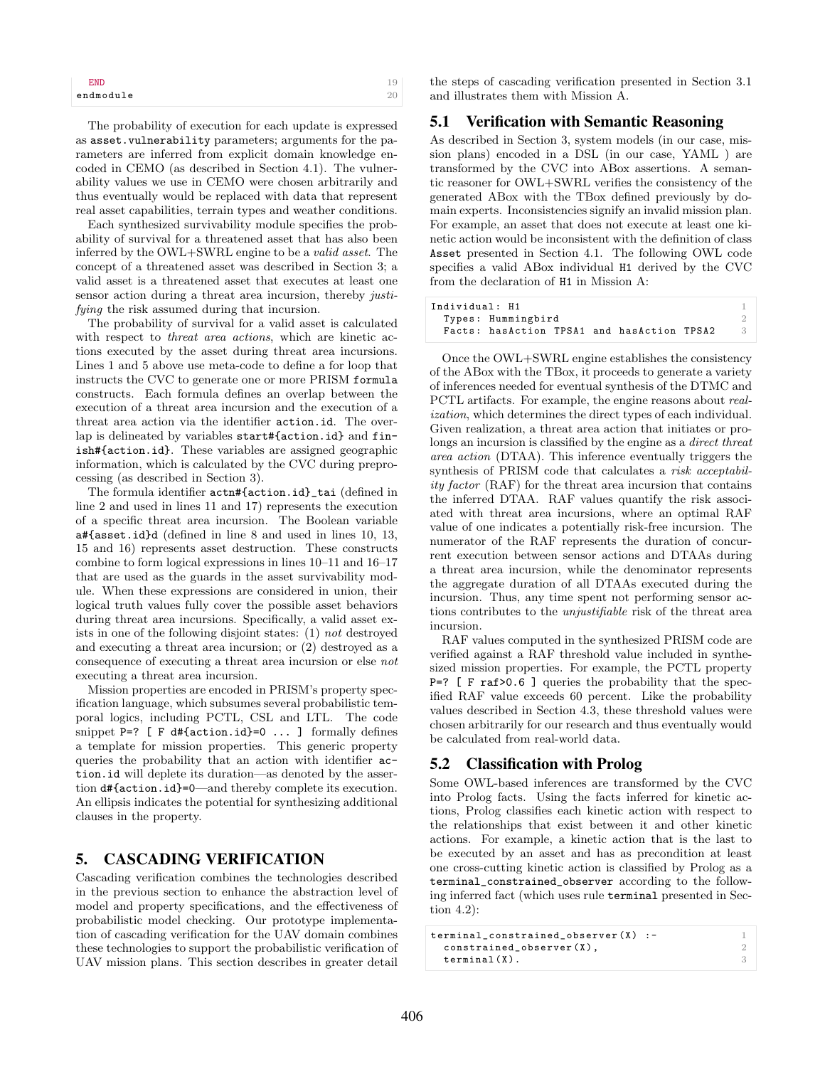```
  END                                                19
endmodule                                            20
```

The probability of execution for each update is expressed as `asset.vulnerability` parameters; arguments for the parameters are inferred from explicit domain knowledge encoded in CEMO (as described in Section 4.1). The vulnerability values we use in CEMO were chosen arbitrarily and thus eventually would be replaced with data that represent real asset capabilities, terrain types and weather conditions.

Each synthesized survivability module specifies the probability of survival for a threatened asset that has also been inferred by the OWL+SWRL engine to be a *valid asset*. The concept of a threatened asset was described in Section 3; a valid asset is a threatened asset that executes at least one sensor action during a threat area incursion, thereby *justifying* the risk assumed during that incursion.

The probability of survival for a valid asset is calculated with respect to *threat area actions*, which are kinetic actions executed by the asset during threat area incursions. Lines 1 and 5 above use meta-code to define a for loop that instructs the CVC to generate one or more PRISM `formula` constructs. Each formula defines an overlap between the execution of a threat area incursion and the execution of a threat area action via the identifier `action.id`. The overlap is delineated by variables `start#{action.id}` and `finish#{action.id}`. These variables are assigned geographic information, which is calculated by the CVC during preprocessing (as described in Section 3).

The formula identifier `actn#{action.id}_tai` (defined in line 2 and used in lines 11 and 17) represents the execution of a specific threat area incursion. The Boolean variable `a#{asset.id}d` (defined in line 8 and used in lines 10, 13, 15 and 16) represents asset destruction. These constructs combine to form logical expressions in lines 10–11 and 16–17 that are used as the guards in the asset survivability module. When these expressions are considered in union, their logical truth values fully cover the possible asset behaviors during threat area incursions. Specifically, a valid asset exists in one of the following disjoint states: (1) *not* destroyed and executing a threat area incursion; or (2) destroyed as a consequence of executing a threat area incursion or else *not* executing a threat area incursion.

Mission properties are encoded in PRISM's property specification language, which subsumes several probabilistic temporal logics, including PCTL, CSL and LTL. The code snippet `P=? [ F d#{action.id}=0 ... ]` formally defines a template for mission properties. This generic property queries the probability that an action with identifier `action.id` will deplete its duration—as denoted by the assertion `d#{action.id}=0`—and thereby complete its execution. An ellipsis indicates the potential for synthesizing additional clauses in the property.

# 5. CASCADING VERIFICATION

Cascading verification combines the technologies described in the previous section to enhance the abstraction level of model and property specifications, and the effectiveness of probabilistic model checking. Our prototype implementation of cascading verification for the UAV domain combines these technologies to support the probabilistic verification of UAV mission plans. This section describes in greater detail the steps of cascading verification presented in Section 3.1 and illustrates them with Mission A.

## 5.1 Verification with Semantic Reasoning

As described in Section 3, system models (in our case, mission plans) encoded in a DSL (in our case, YAML ) are transformed by the CVC into ABox assertions. A semantic reasoner for OWL+SWRL verifies the consistency of the generated ABox with the TBox defined previously by domain experts. Inconsistencies signify an invalid mission plan. For example, an asset that does not execute at least one kinetic action would be inconsistent with the definition of class `Asset` presented in Section 4.1. The following OWL code specifies a valid ABox individual `H1` derived by the CVC from the declaration of `H1` in Mission A:

```
Individual: H1                                       1
  Types: Hummingbird                                 2
  Facts: hasAction TPSA1 and hasAction TPSA2         3
```

Once the OWL+SWRL engine establishes the consistency of the ABox with the TBox, it proceeds to generate a variety of inferences needed for eventual synthesis of the DTMC and PCTL artifacts. For example, the engine reasons about *realization*, which determines the direct types of each individual. Given realization, a threat area action that initiates or prolongs an incursion is classified by the engine as a *direct threat area action* (DTAA). This inference eventually triggers the synthesis of PRISM code that calculates a *risk acceptability factor* (RAF) for the threat area incursion that contains the inferred DTAA. RAF values quantify the risk associated with threat area incursions, where an optimal RAF value of one indicates a potentially risk-free incursion. The numerator of the RAF represents the duration of concurrent execution between sensor actions and DTAAs during a threat area incursion, while the denominator represents the aggregate duration of all DTAAs executed during the incursion. Thus, any time spent not performing sensor actions contributes to the *unjustifiable* risk of the threat area incursion.

RAF values computed in the synthesized PRISM code are verified against a RAF threshold value included in synthesized mission properties. For example, the PCTL property `P=? [ F raf>0.6 ]` queries the probability that the specified RAF value exceeds 60 percent. Like the probability values described in Section 4.3, these threshold values were chosen arbitrarily for our research and thus eventually would be calculated from real-world data.

## 5.2 Classification with Prolog

Some OWL-based inferences are transformed by the CVC into Prolog facts. Using the facts inferred for kinetic actions, Prolog classifies each kinetic action with respect to the relationships that exist between it and other kinetic actions. For example, a kinetic action that is the last to be executed by an asset and has as precondition at least one cross-cutting kinetic action is classified by Prolog as a `terminal_constrained_observer` according to the following inferred fact (which uses rule `terminal` presented in Section 4.2):

```
terminal_constrained_observer(X) :-                  1
  constrained_observer(X),                           2
  terminal(X).                                       3
```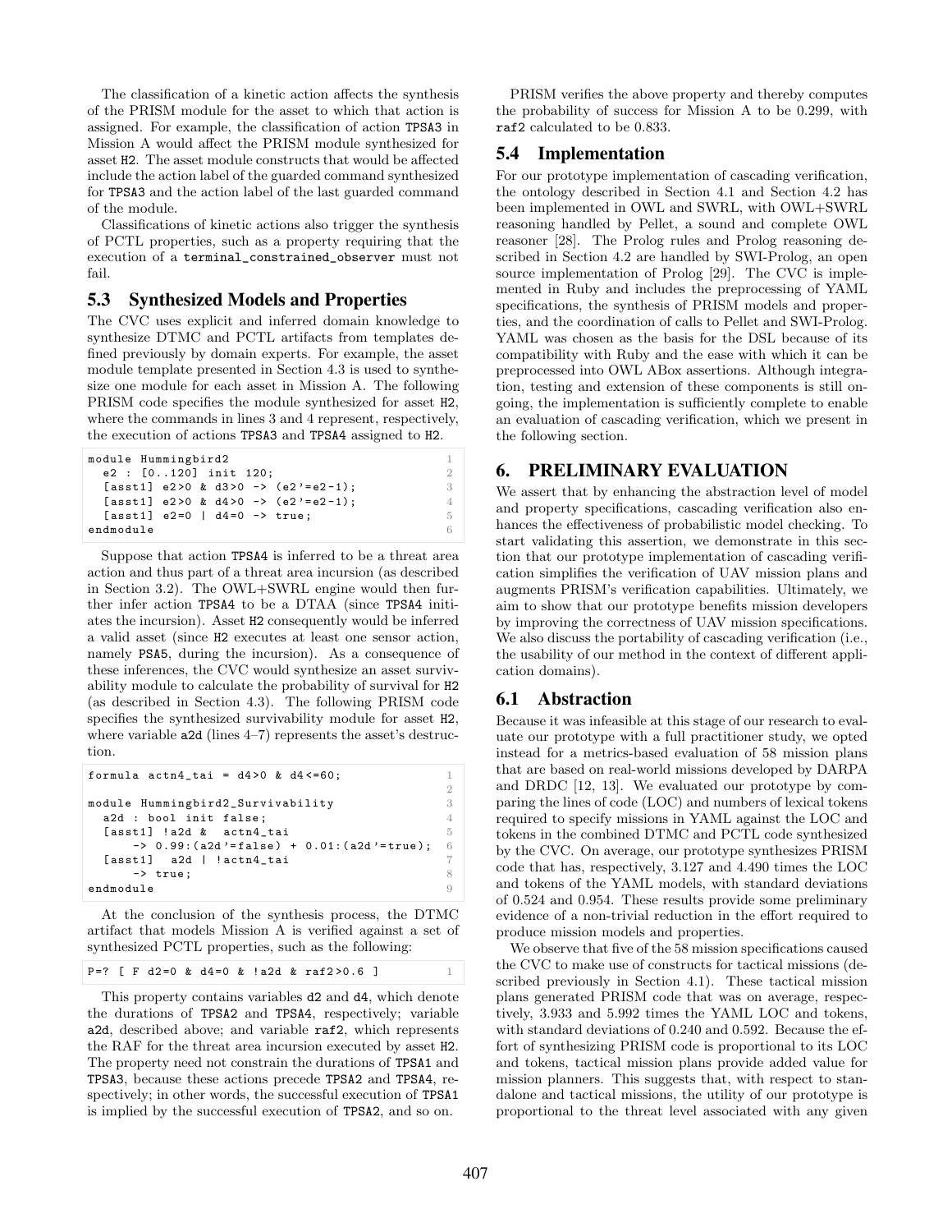The classification of a kinetic action affects the synthesis of the PRISM module for the asset to which that action is assigned. For example, the classification of action TPSA3 in Mission A would affect the PRISM module synthesized for asset H2. The asset module constructs that would be affected include the action label of the guarded command synthesized for TPSA3 and the action label of the last guarded command of the module.

Classifications of kinetic actions also trigger the synthesis of PCTL properties, such as a property requiring that the execution of a terminal_constrained_observer must not fail.

## 5.3 Synthesized Models and Properties

The CVC uses explicit and inferred domain knowledge to synthesize DTMC and PCTL artifacts from templates defined previously by domain experts. For example, the asset module template presented in Section 4.3 is used to synthesize one module for each asset in Mission A. The following PRISM code specifies the module synthesized for asset H2, where the commands in lines 3 and 4 represent, respectively, the execution of actions TPSA3 and TPSA4 assigned to H2.

```
module Hummingbird2                              1
  e2 : [0..120] init 120;                        2
  [asst1] e2>0 & d3>0 -> (e2'=e2-1);             3
  [asst1] e2>0 & d4>0 -> (e2'=e2-1);             4
  [asst1] e2=0 | d4=0 -> true;                   5
endmodule                                        6
```

Suppose that action TPSA4 is inferred to be a threat area action and thus part of a threat area incursion (as described in Section 3.2). The OWL+SWRL engine would then further infer action TPSA4 to be a DTAA (since TPSA4 initiates the incursion). Asset H2 consequently would be inferred a valid asset (since H2 executes at least one sensor action, namely PSA5, during the incursion). As a consequence of these inferences, the CVC would synthesize an asset survivability module to calculate the probability of survival for H2 (as described in Section 4.3). The following PRISM code specifies the synthesized survivability module for asset H2, where variable a2d (lines 4–7) represents the asset's destruction.

```
formula actn4_tai = d4>0 & d4<=60;                         1
                                                           2
module Hummingbird2_Survivability                          3
  a2d : bool init false;                                   4
  [asst1] !a2d &  actn4_tai                                5
      -> 0.99:(a2d'=false) + 0.01:(a2d'=true);             6
  [asst1]  a2d | !actn4_tai                                7
      -> true;                                             8
endmodule                                                  9
```

At the conclusion of the synthesis process, the DTMC artifact that models Mission A is verified against a set of synthesized PCTL properties, such as the following:

```
P=? [ F d2=0 & d4=0 & !a2d & raf2>0.6 ]                    1
```

This property contains variables d2 and d4, which denote the durations of TPSA2 and TPSA4, respectively; variable a2d, described above; and variable raf2, which represents the RAF for the threat area incursion executed by asset H2. The property need not constrain the durations of TPSA1 and TPSA3, because these actions precede TPSA2 and TPSA4, respectively; in other words, the successful execution of TPSA1 is implied by the successful execution of TPSA2, and so on.

PRISM verifies the above property and thereby computes the probability of success for Mission A to be 0.299, with raf2 calculated to be 0.833.

## 5.4 Implementation

For our prototype implementation of cascading verification, the ontology described in Section 4.1 and Section 4.2 has been implemented in OWL and SWRL, with OWL+SWRL reasoning handled by Pellet, a sound and complete OWL reasoner [28]. The Prolog rules and Prolog reasoning described in Section 4.2 are handled by SWI-Prolog, an open source implementation of Prolog [29]. The CVC is implemented in Ruby and includes the preprocessing of YAML specifications, the synthesis of PRISM models and properties, and the coordination of calls to Pellet and SWI-Prolog. YAML was chosen as the basis for the DSL because of its compatibility with Ruby and the ease with which it can be preprocessed into OWL ABox assertions. Although integration, testing and extension of these components is still ongoing, the implementation is sufficiently complete to enable an evaluation of cascading verification, which we present in the following section.

# 6. PRELIMINARY EVALUATION

We assert that by enhancing the abstraction level of model and property specifications, cascading verification also enhances the effectiveness of probabilistic model checking. To start validating this assertion, we demonstrate in this section that our prototype implementation of cascading verification simplifies the verification of UAV mission plans and augments PRISM's verification capabilities. Ultimately, we aim to show that our prototype benefits mission developers by improving the correctness of UAV mission specifications. We also discuss the portability of cascading verification (i.e., the usability of our method in the context of different application domains).

## 6.1 Abstraction

Because it was infeasible at this stage of our research to evaluate our prototype with a full practitioner study, we opted instead for a metrics-based evaluation of 58 mission plans that are based on real-world missions developed by DARPA and DRDC [12, 13]. We evaluated our prototype by comparing the lines of code (LOC) and numbers of lexical tokens required to specify missions in YAML against the LOC and tokens in the combined DTMC and PCTL code synthesized by the CVC. On average, our prototype synthesizes PRISM code that has, respectively, 3.127 and 4.490 times the LOC and tokens of the YAML models, with standard deviations of 0.524 and 0.954. These results provide some preliminary evidence of a non-trivial reduction in the effort required to produce mission models and properties.

We observe that five of the 58 mission specifications caused the CVC to make use of constructs for tactical missions (described previously in Section 4.1). These tactical mission plans generated PRISM code that was on average, respectively, 3.933 and 5.992 times the YAML LOC and tokens, with standard deviations of 0.240 and 0.592. Because the effort of synthesizing PRISM code is proportional to its LOC and tokens, tactical mission plans provide added value for mission planners. This suggests that, with respect to standalone and tactical missions, the utility of our prototype is proportional to the threat level associated with any given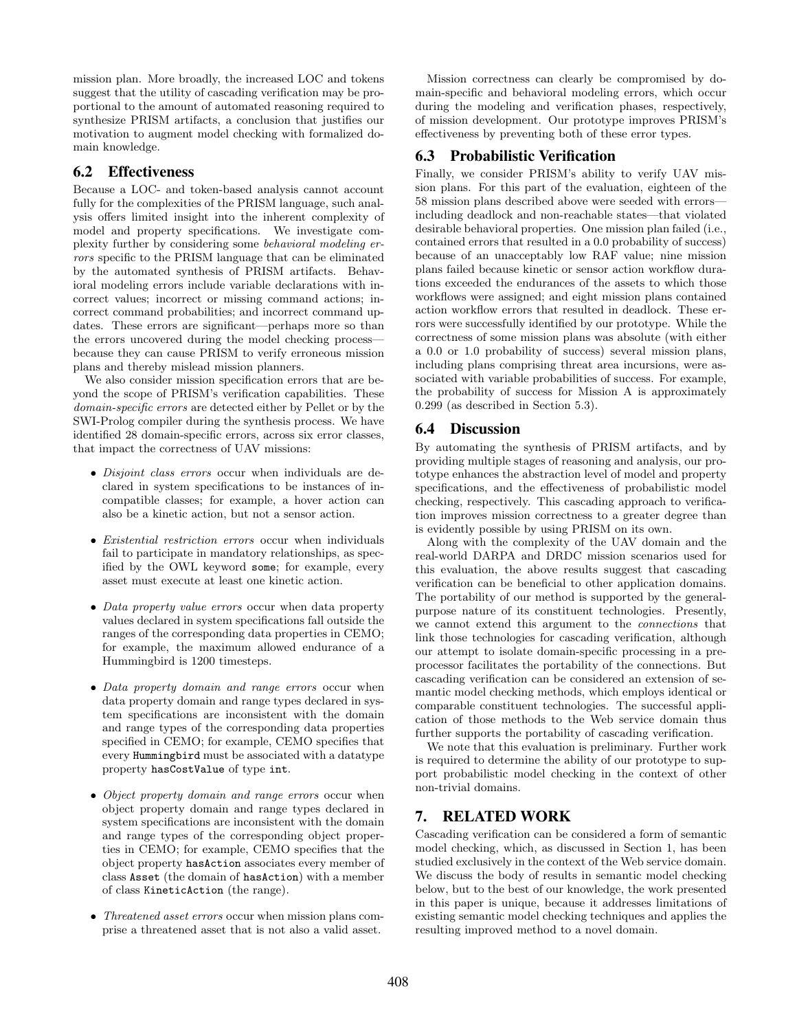mission plan. More broadly, the increased LOC and tokens suggest that the utility of cascading verification may be proportional to the amount of automated reasoning required to synthesize PRISM artifacts, a conclusion that justifies our motivation to augment model checking with formalized domain knowledge.

## 6.2 Effectiveness

Because a LOC- and token-based analysis cannot account fully for the complexities of the PRISM language, such analysis offers limited insight into the inherent complexity of model and property specifications. We investigate complexity further by considering some *behavioral modeling errors* specific to the PRISM language that can be eliminated by the automated synthesis of PRISM artifacts. Behavioral modeling errors include variable declarations with incorrect values; incorrect or missing command actions; incorrect command probabilities; and incorrect command updates. These errors are significant—perhaps more so than the errors uncovered during the model checking process—because they can cause PRISM to verify erroneous mission plans and thereby mislead mission planners.

We also consider mission specification errors that are beyond the scope of PRISM's verification capabilities. These *domain-specific errors* are detected either by Pellet or by the SWI-Prolog compiler during the synthesis process. We have identified 28 domain-specific errors, across six error classes, that impact the correctness of UAV missions:

- *Disjoint class errors* occur when individuals are declared in system specifications to be instances of incompatible classes; for example, a hover action can also be a kinetic action, but not a sensor action.
- *Existential restriction errors* occur when individuals fail to participate in mandatory relationships, as specified by the OWL keyword `some`; for example, every asset must execute at least one kinetic action.
- *Data property value errors* occur when data property values declared in system specifications fall outside the ranges of the corresponding data properties in CEMO; for example, the maximum allowed endurance of a Hummingbird is 1200 timesteps.
- *Data property domain and range errors* occur when data property domain and range types declared in system specifications are inconsistent with the domain and range types of the corresponding data properties specified in CEMO; for example, CEMO specifies that every `Hummingbird` must be associated with a datatype property `hasCostValue` of type `int`.
- *Object property domain and range errors* occur when object property domain and range types declared in system specifications are inconsistent with the domain and range types of the corresponding object properties in CEMO; for example, CEMO specifies that the object property `hasAction` associates every member of class `Asset` (the domain of `hasAction`) with a member of class `KineticAction` (the range).
- *Threatened asset errors* occur when mission plans comprise a threatened asset that is not also a valid asset.

Mission correctness can clearly be compromised by domain-specific and behavioral modeling errors, which occur during the modeling and verification phases, respectively, of mission development. Our prototype improves PRISM's effectiveness by preventing both of these error types.

## 6.3 Probabilistic Verification

Finally, we consider PRISM's ability to verify UAV mission plans. For this part of the evaluation, eighteen of the 58 mission plans described above were seeded with errors—including deadlock and non-reachable states—that violated desirable behavioral properties. One mission plan failed (i.e., contained errors that resulted in a 0.0 probability of success) because of an unacceptably low RAF value; nine mission plans failed because kinetic or sensor action workflow durations exceeded the endurances of the assets to which those workflows were assigned; and eight mission plans contained action workflow errors that resulted in deadlock. These errors were successfully identified by our prototype. While the correctness of some mission plans was absolute (with either a 0.0 or 1.0 probability of success) several mission plans, including plans comprising threat area incursions, were associated with variable probabilities of success. For example, the probability of success for Mission A is approximately 0.299 (as described in Section 5.3).

## 6.4 Discussion

By automating the synthesis of PRISM artifacts, and by providing multiple stages of reasoning and analysis, our prototype enhances the abstraction level of model and property specifications, and the effectiveness of probabilistic model checking, respectively. This cascading approach to verification improves mission correctness to a greater degree than is evidently possible by using PRISM on its own.

Along with the complexity of the UAV domain and the real-world DARPA and DRDC mission scenarios used for this evaluation, the above results suggest that cascading verification can be beneficial to other application domains. The portability of our method is supported by the general-purpose nature of its constituent technologies. Presently, we cannot extend this argument to the *connections* that link those technologies for cascading verification, although our attempt to isolate domain-specific processing in a preprocessor facilitates the portability of the connections. But cascading verification can be considered an extension of semantic model checking methods, which employs identical or comparable constituent technologies. The successful application of those methods to the Web service domain thus further supports the portability of cascading verification.

We note that this evaluation is preliminary. Further work is required to determine the ability of our prototype to support probabilistic model checking in the context of other non-trivial domains.

# 7. RELATED WORK

Cascading verification can be considered a form of semantic model checking, which, as discussed in Section 1, has been studied exclusively in the context of the Web service domain. We discuss the body of results in semantic model checking below, but to the best of our knowledge, the work presented in this paper is unique, because it addresses limitations of existing semantic model checking techniques and applies the resulting improved method to a novel domain.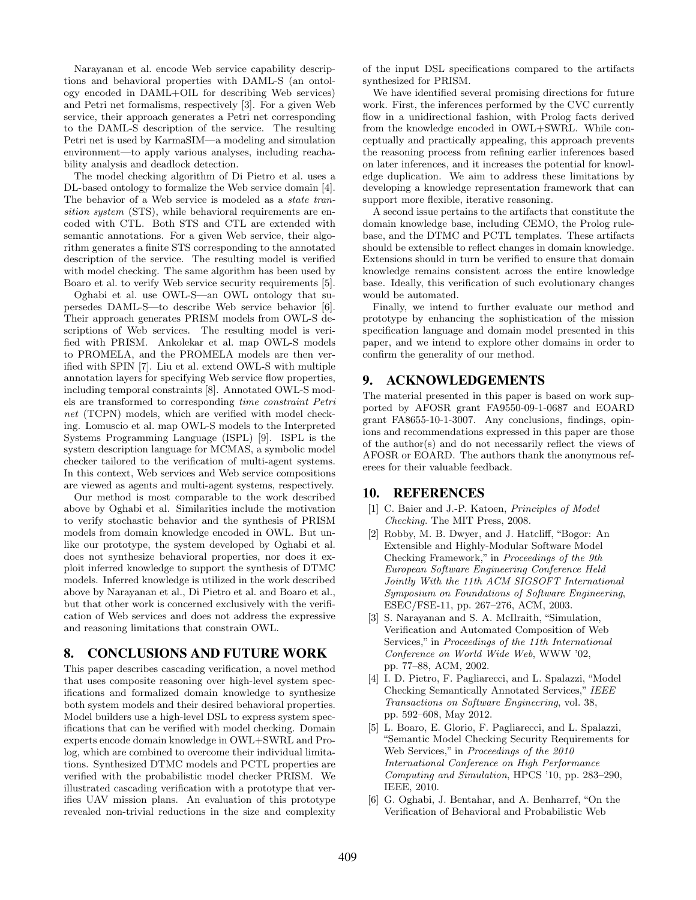Narayanan et al. encode Web service capability descriptions and behavioral properties with DAML-S (an ontology encoded in DAML+OIL for describing Web services) and Petri net formalisms, respectively [3]. For a given Web service, their approach generates a Petri net corresponding to the DAML-S description of the service. The resulting Petri net is used by KarmaSIM—a modeling and simulation environment—to apply various analyses, including reachability analysis and deadlock detection.

The model checking algorithm of Di Pietro et al. uses a DL-based ontology to formalize the Web service domain [4]. The behavior of a Web service is modeled as a *state transition system* (STS), while behavioral requirements are encoded with CTL. Both STS and CTL are extended with semantic annotations. For a given Web service, their algorithm generates a finite STS corresponding to the annotated description of the service. The resulting model is verified with model checking. The same algorithm has been used by Boaro et al. to verify Web service security requirements [5].

Oghabi et al. use OWL-S—an OWL ontology that supersedes DAML-S—to describe Web service behavior [6]. Their approach generates PRISM models from OWL-S descriptions of Web services. The resulting model is verified with PRISM. Ankolekar et al. map OWL-S models to PROMELA, and the PROMELA models are then verified with SPIN [7]. Liu et al. extend OWL-S with multiple annotation layers for specifying Web service flow properties, including temporal constraints [8]. Annotated OWL-S models are transformed to corresponding *time constraint Petri net* (TCPN) models, which are verified with model checking. Lomuscio et al. map OWL-S models to the Interpreted Systems Programming Language (ISPL) [9]. ISPL is the system description language for MCMAS, a symbolic model checker tailored to the verification of multi-agent systems. In this context, Web services and Web service compositions are viewed as agents and multi-agent systems, respectively.

Our method is most comparable to the work described above by Oghabi et al. Similarities include the motivation to verify stochastic behavior and the synthesis of PRISM models from domain knowledge encoded in OWL. But unlike our prototype, the system developed by Oghabi et al. does not synthesize behavioral properties, nor does it exploit inferred knowledge to support the synthesis of DTMC models. Inferred knowledge is utilized in the work described above by Narayanan et al., Di Pietro et al. and Boaro et al., but that other work is concerned exclusively with the verification of Web services and does not address the expressive and reasoning limitations that constrain OWL.

## 8. CONCLUSIONS AND FUTURE WORK

This paper describes cascading verification, a novel method that uses composite reasoning over high-level system specifications and formalized domain knowledge to synthesize both system models and their desired behavioral properties. Model builders use a high-level DSL to express system specifications that can be verified with model checking. Domain experts encode domain knowledge in OWL+SWRL and Prolog, which are combined to overcome their individual limitations. Synthesized DTMC models and PCTL properties are verified with the probabilistic model checker PRISM. We illustrated cascading verification with a prototype that verifies UAV mission plans. An evaluation of this prototype revealed non-trivial reductions in the size and complexity of the input DSL specifications compared to the artifacts synthesized for PRISM.

We have identified several promising directions for future work. First, the inferences performed by the CVC currently flow in a unidirectional fashion, with Prolog facts derived from the knowledge encoded in OWL+SWRL. While conceptually and practically appealing, this approach prevents the reasoning process from refining earlier inferences based on later inferences, and it increases the potential for knowledge duplication. We aim to address these limitations by developing a knowledge representation framework that can support more flexible, iterative reasoning.

A second issue pertains to the artifacts that constitute the domain knowledge base, including CEMO, the Prolog rulebase, and the DTMC and PCTL templates. These artifacts should be extensible to reflect changes in domain knowledge. Extensions should in turn be verified to ensure that domain knowledge remains consistent across the entire knowledge base. Ideally, this verification of such evolutionary changes would be automated.

Finally, we intend to further evaluate our method and prototype by enhancing the sophistication of the mission specification language and domain model presented in this paper, and we intend to explore other domains in order to confirm the generality of our method.

## 9. ACKNOWLEDGEMENTS

The material presented in this paper is based on work supported by AFOSR grant FA9550-09-1-0687 and EOARD grant FA8655-10-1-3007. Any conclusions, findings, opinions and recommendations expressed in this paper are those of the author(s) and do not necessarily reflect the views of AFOSR or EOARD. The authors thank the anonymous referees for their valuable feedback.

## 10. REFERENCES

[1] C. Baier and J.-P. Katoen, *Principles of Model Checking*. The MIT Press, 2008.

[2] Robby, M. B. Dwyer, and J. Hatcliff, "Bogor: An Extensible and Highly-Modular Software Model Checking Framework," in *Proceedings of the 9th European Software Engineering Conference Held Jointly With the 11th ACM SIGSOFT International Symposium on Foundations of Software Engineering*, ESEC/FSE-11, pp. 267–276, ACM, 2003.

[3] S. Narayanan and S. A. McIlraith, "Simulation, Verification and Automated Composition of Web Services," in *Proceedings of the 11th International Conference on World Wide Web*, WWW '02, pp. 77–88, ACM, 2002.

[4] I. D. Pietro, F. Pagliarecci, and L. Spalazzi, "Model Checking Semantically Annotated Services," *IEEE Transactions on Software Engineering*, vol. 38, pp. 592–608, May 2012.

[5] L. Boaro, E. Glorio, F. Pagliarecci, and L. Spalazzi, "Semantic Model Checking Security Requirements for Web Services," in *Proceedings of the 2010 International Conference on High Performance Computing and Simulation*, HPCS '10, pp. 283–290, IEEE, 2010.

[6] G. Oghabi, J. Bentahar, and A. Benharref, "On the Verification of Behavioral and Probabilistic Web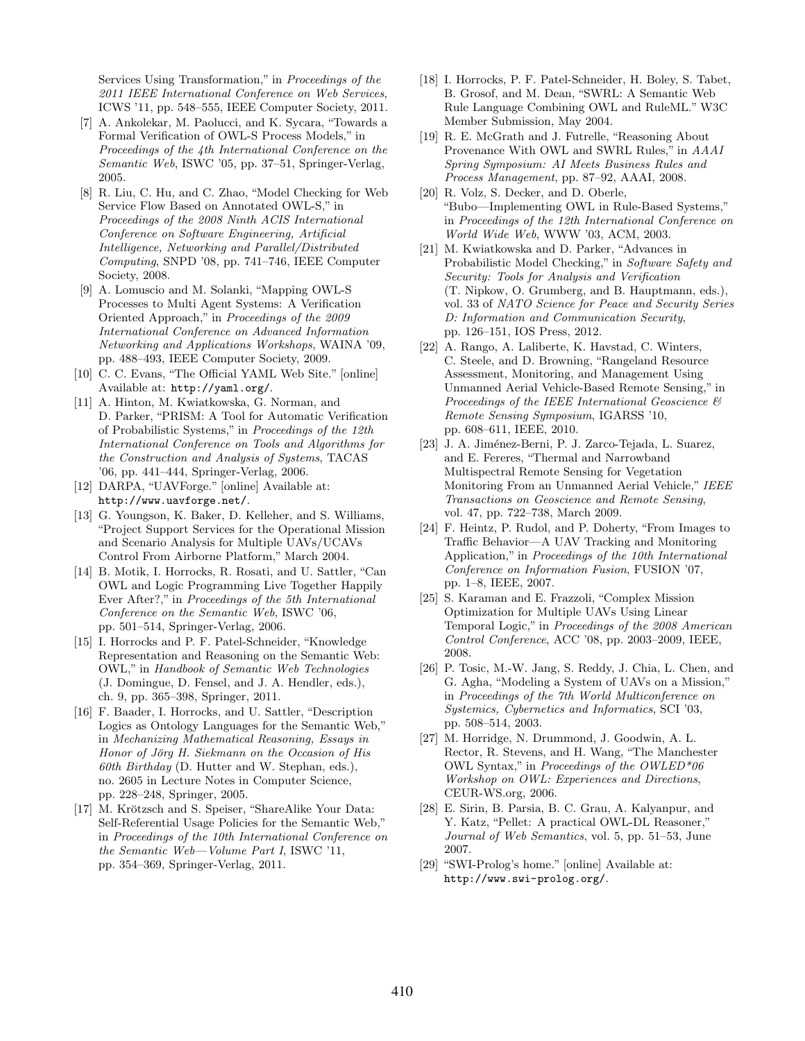Services Using Transformation," in *Proceedings of the 2011 IEEE International Conference on Web Services*, ICWS '11, pp. 548–555, IEEE Computer Society, 2011.

[7] A. Ankolekar, M. Paolucci, and K. Sycara, "Towards a Formal Verification of OWL-S Process Models," in *Proceedings of the 4th International Conference on the Semantic Web*, ISWC '05, pp. 37–51, Springer-Verlag, 2005.

[8] R. Liu, C. Hu, and C. Zhao, "Model Checking for Web Service Flow Based on Annotated OWL-S," in *Proceedings of the 2008 Ninth ACIS International Conference on Software Engineering, Artificial Intelligence, Networking and Parallel/Distributed Computing*, SNPD '08, pp. 741–746, IEEE Computer Society, 2008.

[9] A. Lomuscio and M. Solanki, "Mapping OWL-S Processes to Multi Agent Systems: A Verification Oriented Approach," in *Proceedings of the 2009 International Conference on Advanced Information Networking and Applications Workshops*, WAINA '09, pp. 488–493, IEEE Computer Society, 2009.

[10] C. C. Evans, "The Official YAML Web Site." [online] Available at: `http://yaml.org/`.

[11] A. Hinton, M. Kwiatkowska, G. Norman, and D. Parker, "PRISM: A Tool for Automatic Verification of Probabilistic Systems," in *Proceedings of the 12th International Conference on Tools and Algorithms for the Construction and Analysis of Systems*, TACAS '06, pp. 441–444, Springer-Verlag, 2006.

[12] DARPA, "UAVForge." [online] Available at: `http://www.uavforge.net/`.

[13] G. Youngson, K. Baker, D. Kelleher, and S. Williams, "Project Support Services for the Operational Mission and Scenario Analysis for Multiple UAVs/UCAVs Control From Airborne Platform," March 2004.

[14] B. Motik, I. Horrocks, R. Rosati, and U. Sattler, "Can OWL and Logic Programming Live Together Happily Ever After?," in *Proceedings of the 5th International Conference on the Semantic Web*, ISWC '06, pp. 501–514, Springer-Verlag, 2006.

[15] I. Horrocks and P. F. Patel-Schneider, "Knowledge Representation and Reasoning on the Semantic Web: OWL," in *Handbook of Semantic Web Technologies* (J. Domingue, D. Fensel, and J. A. Hendler, eds.), ch. 9, pp. 365–398, Springer, 2011.

[16] F. Baader, I. Horrocks, and U. Sattler, "Description Logics as Ontology Languages for the Semantic Web," in *Mechanizing Mathematical Reasoning, Essays in Honor of Jörg H. Siekmann on the Occasion of His 60th Birthday* (D. Hutter and W. Stephan, eds.), no. 2605 in Lecture Notes in Computer Science, pp. 228–248, Springer, 2005.

[17] M. Krötzsch and S. Speiser, "ShareAlike Your Data: Self-Referential Usage Policies for the Semantic Web," in *Proceedings of the 10th International Conference on the Semantic Web—Volume Part I*, ISWC '11, pp. 354–369, Springer-Verlag, 2011.

[18] I. Horrocks, P. F. Patel-Schneider, H. Boley, S. Tabet, B. Grosof, and M. Dean, "SWRL: A Semantic Web Rule Language Combining OWL and RuleML." W3C Member Submission, May 2004.

[19] R. E. McGrath and J. Futrelle, "Reasoning About Provenance With OWL and SWRL Rules," in *AAAI Spring Symposium: AI Meets Business Rules and Process Management*, pp. 87–92, AAAI, 2008.

[20] R. Volz, S. Decker, and D. Oberle, "Bubo—Implementing OWL in Rule-Based Systems," in *Proceedings of the 12th International Conference on World Wide Web*, WWW '03, ACM, 2003.

[21] M. Kwiatkowska and D. Parker, "Advances in Probabilistic Model Checking," in *Software Safety and Security: Tools for Analysis and Verification* (T. Nipkow, O. Grumberg, and B. Hauptmann, eds.), vol. 33 of *NATO Science for Peace and Security Series D: Information and Communication Security*, pp. 126–151, IOS Press, 2012.

[22] A. Rango, A. Laliberte, K. Havstad, C. Winters, C. Steele, and D. Browning, "Rangeland Resource Assessment, Monitoring, and Management Using Unmanned Aerial Vehicle-Based Remote Sensing," in *Proceedings of the IEEE International Geoscience & Remote Sensing Symposium*, IGARSS '10, pp. 608–611, IEEE, 2010.

[23] J. A. Jiménez-Berni, P. J. Zarco-Tejada, L. Suarez, and E. Fereres, "Thermal and Narrowband Multispectral Remote Sensing for Vegetation Monitoring From an Unmanned Aerial Vehicle," *IEEE Transactions on Geoscience and Remote Sensing*, vol. 47, pp. 722–738, March 2009.

[24] F. Heintz, P. Rudol, and P. Doherty, "From Images to Traffic Behavior—A UAV Tracking and Monitoring Application," in *Proceedings of the 10th International Conference on Information Fusion*, FUSION '07, pp. 1–8, IEEE, 2007.

[25] S. Karaman and E. Frazzoli, "Complex Mission Optimization for Multiple UAVs Using Linear Temporal Logic," in *Proceedings of the 2008 American Control Conference*, ACC '08, pp. 2003–2009, IEEE, 2008.

[26] P. Tosic, M.-W. Jang, S. Reddy, J. Chia, L. Chen, and G. Agha, "Modeling a System of UAVs on a Mission," in *Proceedings of the 7th World Multiconference on Systemics, Cybernetics and Informatics*, SCI '03, pp. 508–514, 2003.

[27] M. Horridge, N. Drummond, J. Goodwin, A. L. Rector, R. Stevens, and H. Wang, "The Manchester OWL Syntax," in *Proceedings of the OWLED*06 Workshop on OWL: Experiences and Directions*, CEUR-WS.org, 2006.

[28] E. Sirin, B. Parsia, B. C. Grau, A. Kalyanpur, and Y. Katz, "Pellet: A practical OWL-DL Reasoner," *Journal of Web Semantics*, vol. 5, pp. 51–53, June 2007.

[29] "SWI-Prolog's home." [online] Available at: `http://www.swi-prolog.org/`.